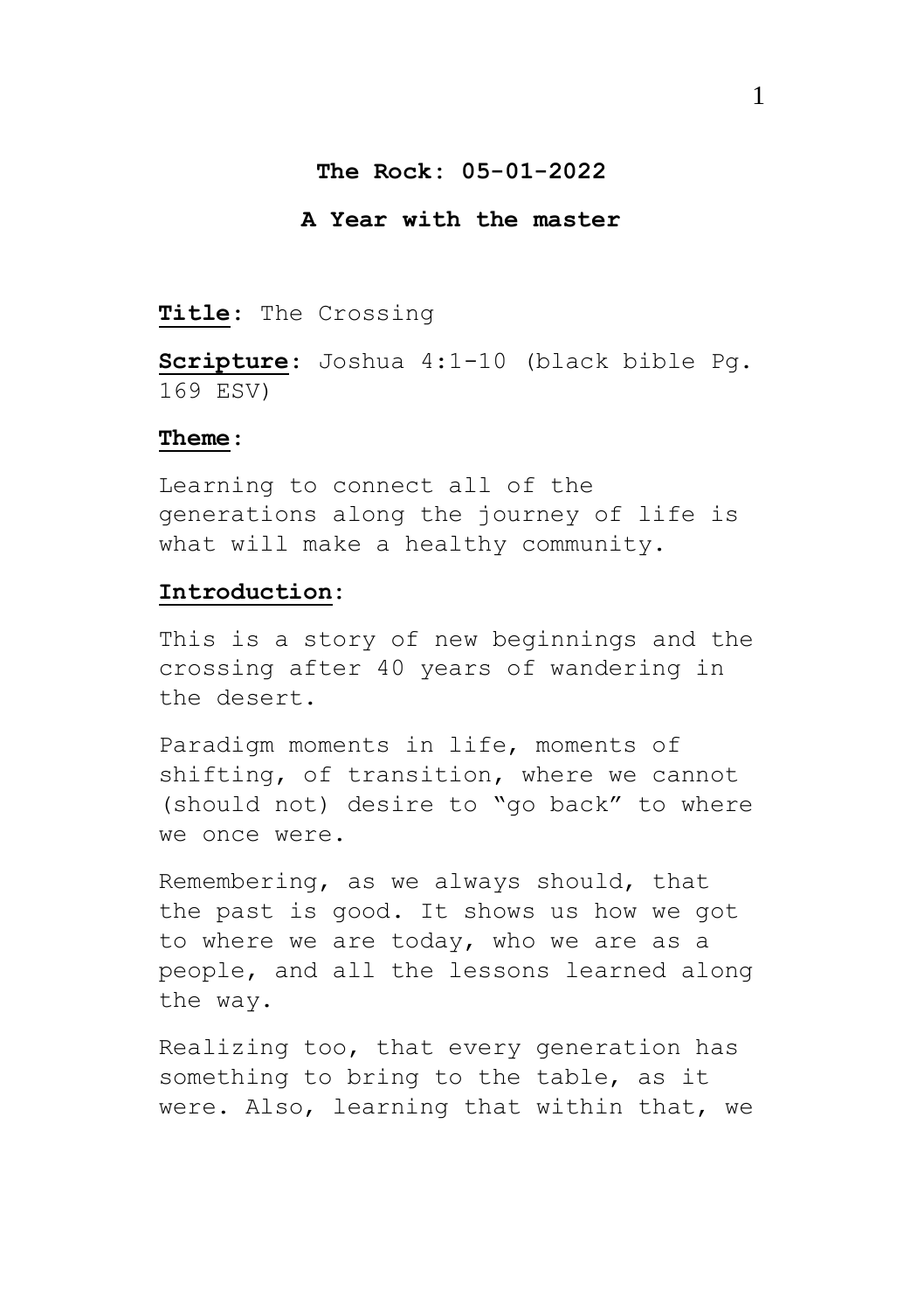**The Rock: 05-01-2022**

**A Year with the master**

**Title**: The Crossing

**Scripture**: Joshua 4:1-10 (black bible Pg. 169 ESV)

**Theme**:

Learning to connect all of the generations along the journey of life is what will make a healthy community.

**Introduction**:

This is a story of new beginnings and the crossing after 40 years of wandering in the desert.

Paradigm moments in life, moments of shifting, of transition, where we cannot (should not) desire to "go back" to where we once were.

Remembering, as we always should, that the past is good. It shows us how we got to where we are today, who we are as a people, and all the lessons learned along the way.

Realizing too, that every generation has something to bring to the table, as it were. Also, learning that within that, we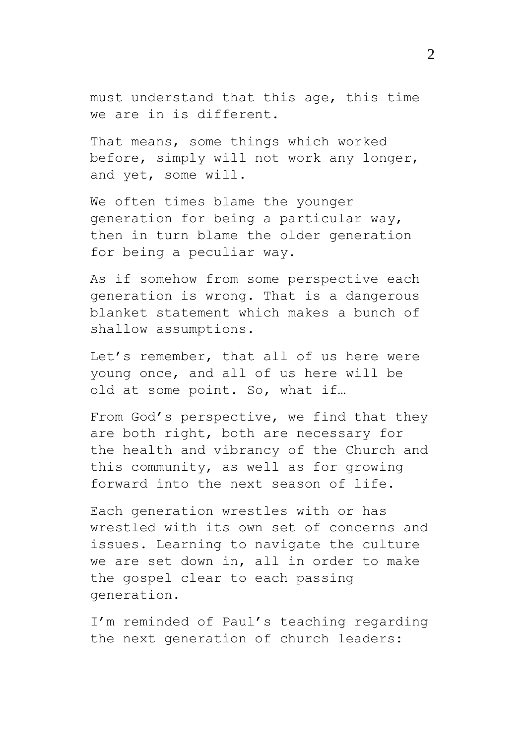must understand that this age, this time we are in is different.

That means, some things which worked before, simply will not work any longer, and yet, some will.

We often times blame the younger generation for being a particular way, then in turn blame the older generation for being a peculiar way.

As if somehow from some perspective each generation is wrong. That is a dangerous blanket statement which makes a bunch of shallow assumptions.

Let's remember, that all of us here were young once, and all of us here will be old at some point. So, what if…

From God's perspective, we find that they are both right, both are necessary for the health and vibrancy of the Church and this community, as well as for growing forward into the next season of life.

Each generation wrestles with or has wrestled with its own set of concerns and issues. Learning to navigate the culture we are set down in, all in order to make the gospel clear to each passing generation.

I'm reminded of Paul's teaching regarding the next generation of church leaders: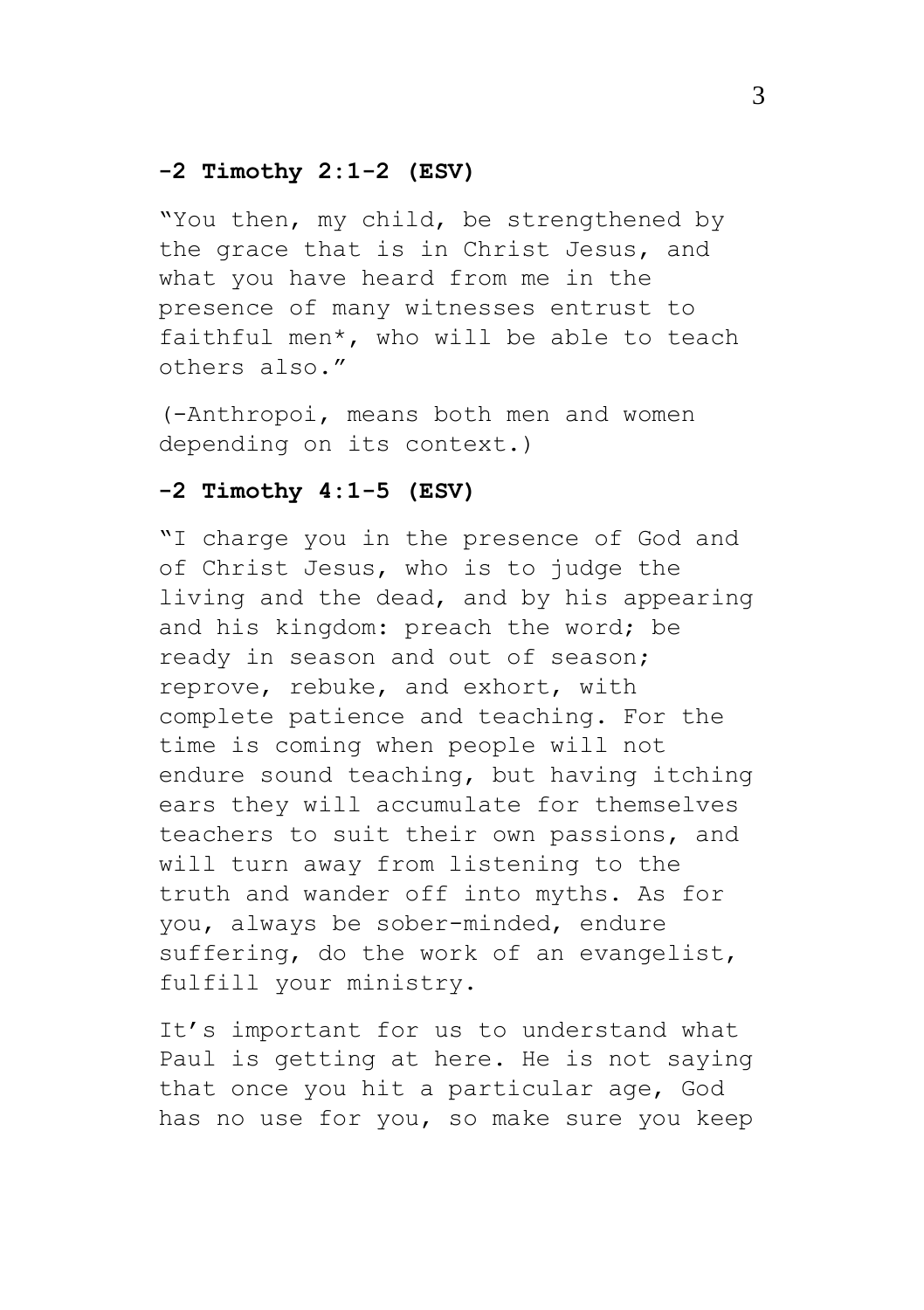**-2 Timothy 2:1-2 (ESV)**

"You then, my child, be strengthened by the grace that is in Christ Jesus, and what you have heard from me in the presence of many witnesses entrust to faithful men*, who will be able to teach others also."

(-Anthropoi, means both men and women depending on its context.)

**-2 Timothy 4:1-5 (ESV)**

"I charge you in the presence of God and of Christ Jesus, who is to judge the living and the dead, and by his appearing and his kingdom: preach the word; be ready in season and out of season; reprove, rebuke, and exhort, with complete patience and teaching. For the time is coming when people will not endure sound teaching, but having itching ears they will accumulate for themselves teachers to suit their own passions, and will turn away from listening to the truth and wander off into myths. As for you, always be sober-minded, endure suffering, do the work of an evangelist, fulfill your ministry.

It's important for us to understand what Paul is getting at here. He is not saying that once you hit a particular age, God has no use for you, so make sure you keep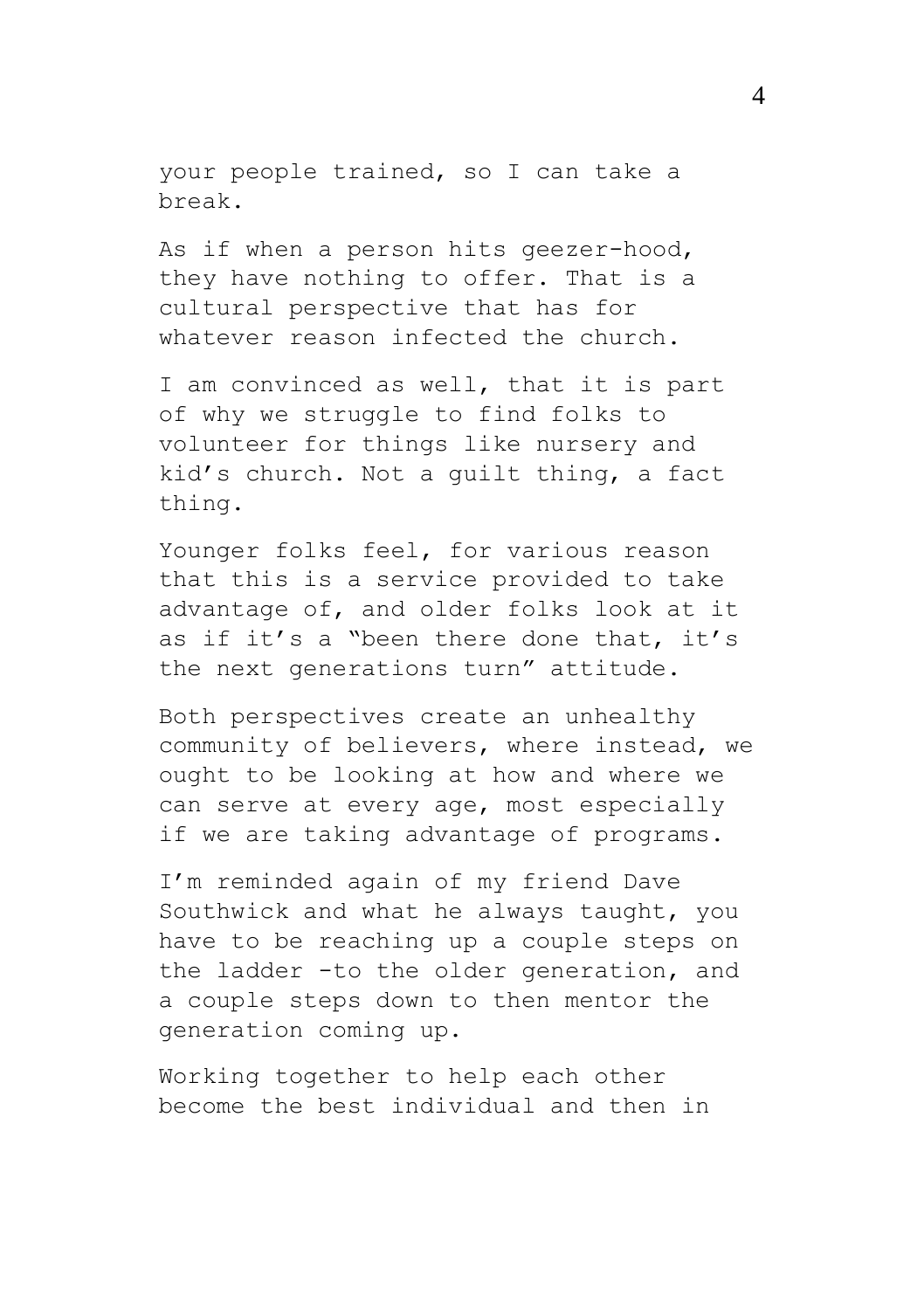your people trained, so I can take a break.

As if when a person hits geezer-hood, they have nothing to offer. That is a cultural perspective that has for whatever reason infected the church.

I am convinced as well, that it is part of why we struggle to find folks to volunteer for things like nursery and kid's church. Not a guilt thing, a fact thing.

Younger folks feel, for various reason that this is a service provided to take advantage of, and older folks look at it as if it's a "been there done that, it's the next generations turn" attitude.

Both perspectives create an unhealthy community of believers, where instead, we ought to be looking at how and where we can serve at every age, most especially if we are taking advantage of programs.

I'm reminded again of my friend Dave Southwick and what he always taught, you have to be reaching up a couple steps on the ladder -to the older generation, and a couple steps down to then mentor the generation coming up.

Working together to help each other become the best individual and then in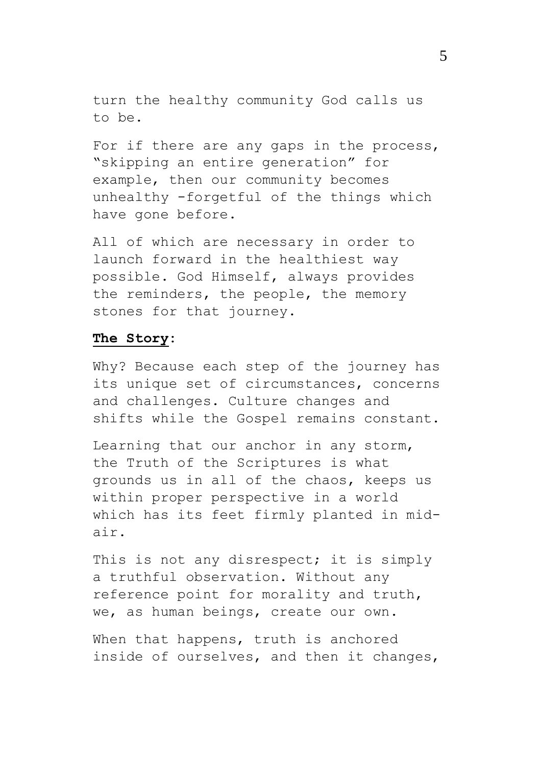turn the healthy community God calls us to be.

For if there are any gaps in the process, "skipping an entire generation" for example, then our community becomes unhealthy -forgetful of the things which have gone before.

All of which are necessary in order to launch forward in the healthiest way possible. God Himself, always provides the reminders, the people, the memory stones for that journey.

**<u>The Story</u>**:

Why? Because each step of the journey has its unique set of circumstances, concerns and challenges. Culture changes and shifts while the Gospel remains constant.

Learning that our anchor in any storm, the Truth of the Scriptures is what grounds us in all of the chaos, keeps us within proper perspective in a world which has its feet firmly planted in mid-air.

This is not any disrespect; it is simply a truthful observation. Without any reference point for morality and truth, we, as human beings, create our own.

When that happens, truth is anchored inside of ourselves, and then it changes,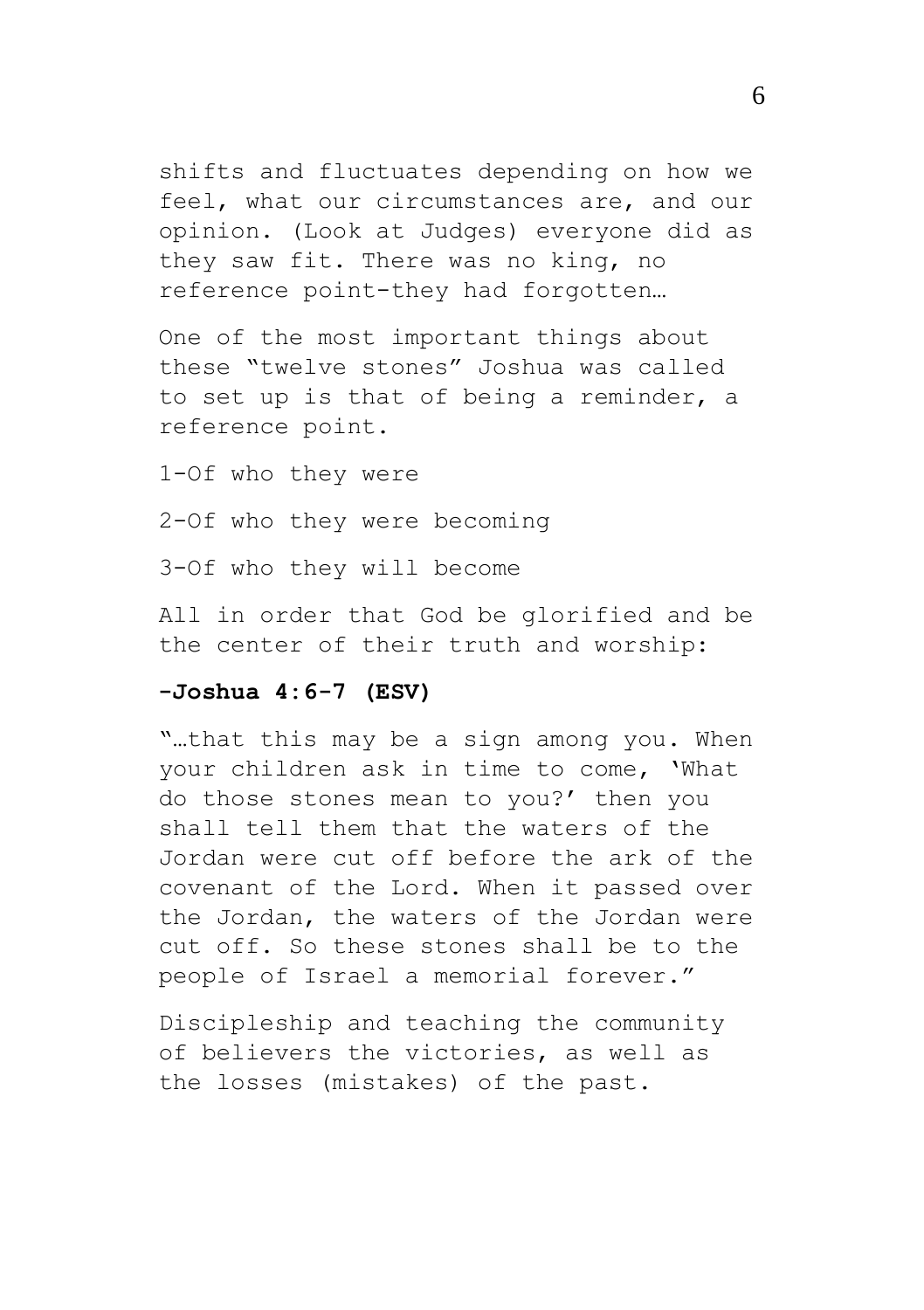shifts and fluctuates depending on how we feel, what our circumstances are, and our opinion. (Look at Judges) everyone did as they saw fit. There was no king, no reference point-they had forgotten…

One of the most important things about these "twelve stones" Joshua was called to set up is that of being a reminder, a reference point.

1-Of who they were

2-Of who they were becoming

3-Of who they will become

All in order that God be glorified and be the center of their truth and worship:

**-Joshua 4:6-7 (ESV)**

"…that this may be a sign among you. When your children ask in time to come, 'What do those stones mean to you?' then you shall tell them that the waters of the Jordan were cut off before the ark of the covenant of the Lord. When it passed over the Jordan, the waters of the Jordan were cut off. So these stones shall be to the people of Israel a memorial forever."

Discipleship and teaching the community of believers the victories, as well as the losses (mistakes) of the past.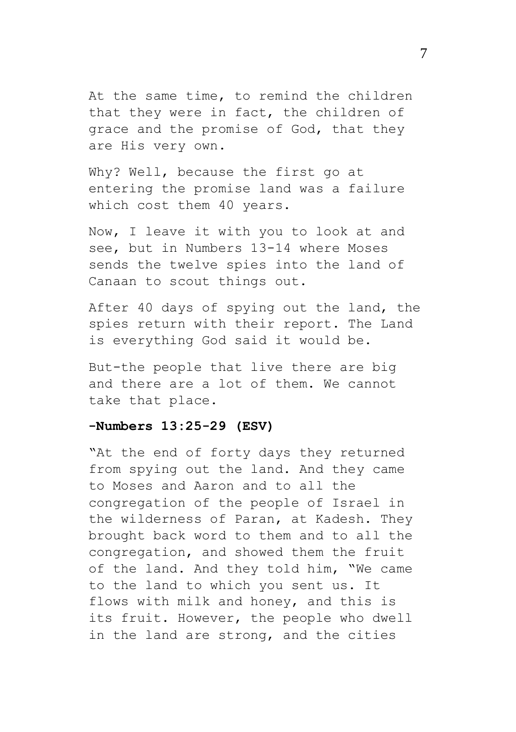At the same time, to remind the children that they were in fact, the children of grace and the promise of God, that they are His very own.

Why? Well, because the first go at entering the promise land was a failure which cost them 40 years.

Now, I leave it with you to look at and see, but in Numbers 13-14 where Moses sends the twelve spies into the land of Canaan to scout things out.

After 40 days of spying out the land, the spies return with their report. The Land is everything God said it would be.

But-the people that live there are big and there are a lot of them. We cannot take that place.

**-Numbers 13:25-29 (ESV)**

"At the end of forty days they returned from spying out the land. And they came to Moses and Aaron and to all the congregation of the people of Israel in the wilderness of Paran, at Kadesh. They brought back word to them and to all the congregation, and showed them the fruit of the land. And they told him, "We came to the land to which you sent us. It flows with milk and honey, and this is its fruit. However, the people who dwell in the land are strong, and the cities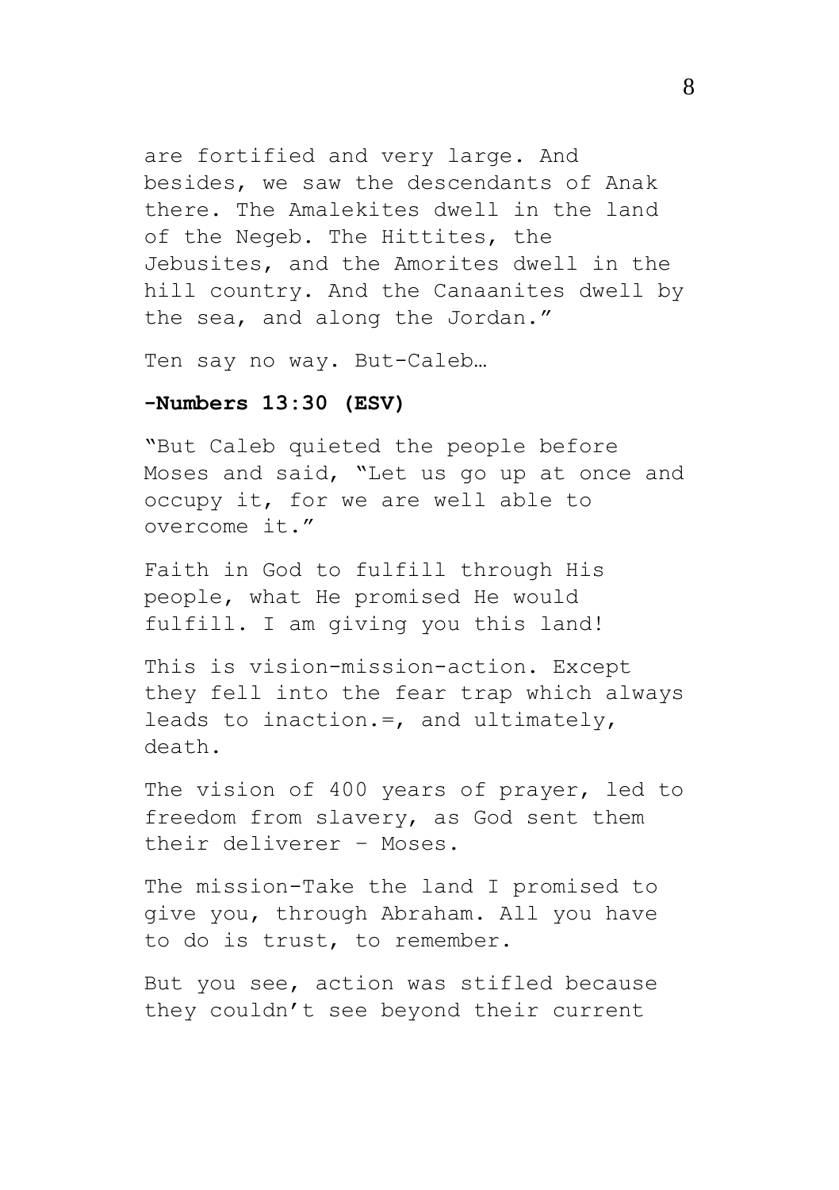are fortified and very large. And besides, we saw the descendants of Anak there. The Amalekites dwell in the land of the Negeb. The Hittites, the Jebusites, and the Amorites dwell in the hill country. And the Canaanites dwell by the sea, and along the Jordan."

Ten say no way. But-Caleb…

**-Numbers 13:30 (ESV)**

"But Caleb quieted the people before Moses and said, "Let us go up at once and occupy it, for we are well able to overcome it."

Faith in God to fulfill through His people, what He promised He would fulfill. I am giving you this land!

This is vision-mission-action. Except they fell into the fear trap which always leads to inaction.=, and ultimately, death.

The vision of 400 years of prayer, led to freedom from slavery, as God sent them their deliverer – Moses.

The mission-Take the land I promised to give you, through Abraham. All you have to do is trust, to remember.

But you see, action was stifled because they couldn't see beyond their current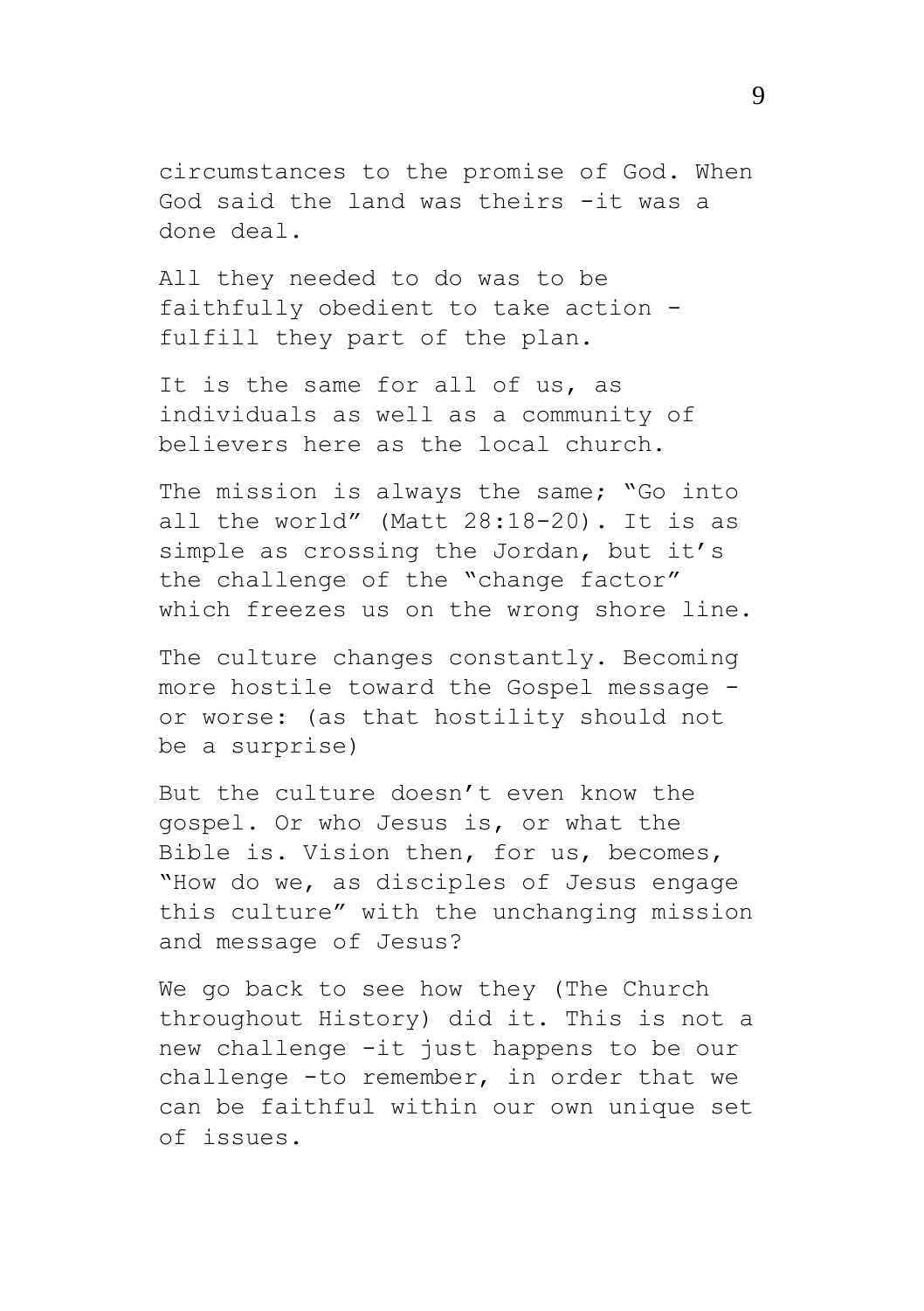circumstances to the promise of God. When God said the land was theirs -it was a done deal.

All they needed to do was to be faithfully obedient to take action - fulfill they part of the plan.

It is the same for all of us, as individuals as well as a community of believers here as the local church.

The mission is always the same; "Go into all the world" (Matt 28:18-20). It is as simple as crossing the Jordan, but it's the challenge of the "change factor" which freezes us on the wrong shore line.

The culture changes constantly. Becoming more hostile toward the Gospel message - or worse: (as that hostility should not be a surprise)

But the culture doesn't even know the gospel. Or who Jesus is, or what the Bible is. Vision then, for us, becomes, "How do we, as disciples of Jesus engage this culture" with the unchanging mission and message of Jesus?

We go back to see how they (The Church throughout History) did it. This is not a new challenge -it just happens to be our challenge -to remember, in order that we can be faithful within our own unique set of issues.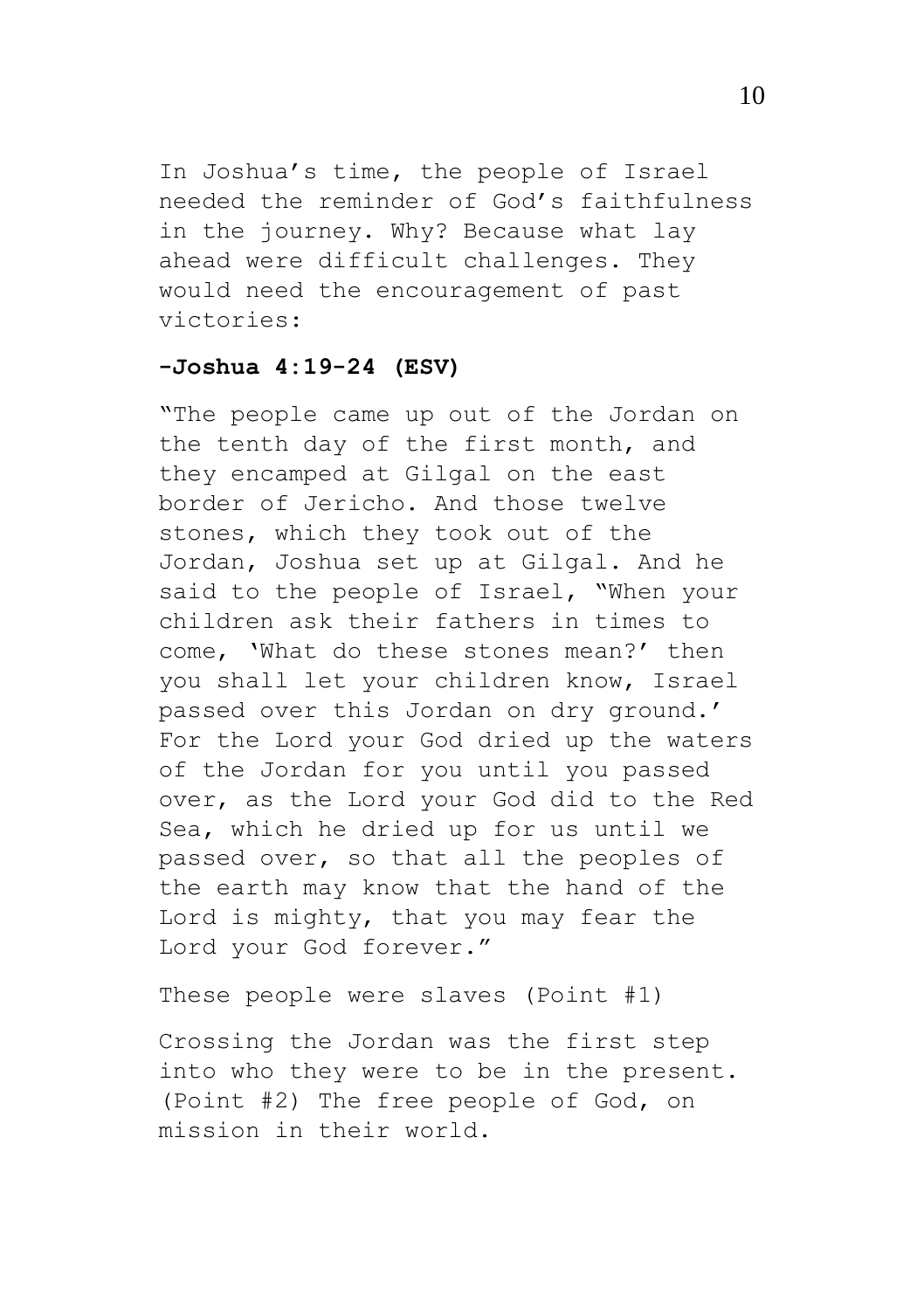In Joshua's time, the people of Israel needed the reminder of God's faithfulness in the journey. Why? Because what lay ahead were difficult challenges. They would need the encouragement of past victories:

**-Joshua 4:19-24 (ESV)**

"The people came up out of the Jordan on the tenth day of the first month, and they encamped at Gilgal on the east border of Jericho. And those twelve stones, which they took out of the Jordan, Joshua set up at Gilgal. And he said to the people of Israel, "When your children ask their fathers in times to come, 'What do these stones mean?' then you shall let your children know, Israel passed over this Jordan on dry ground.' For the Lord your God dried up the waters of the Jordan for you until you passed over, as the Lord your God did to the Red Sea, which he dried up for us until we passed over, so that all the peoples of the earth may know that the hand of the Lord is mighty, that you may fear the Lord your God forever."

These people were slaves (Point #1)

Crossing the Jordan was the first step into who they were to be in the present. (Point #2) The free people of God, on mission in their world.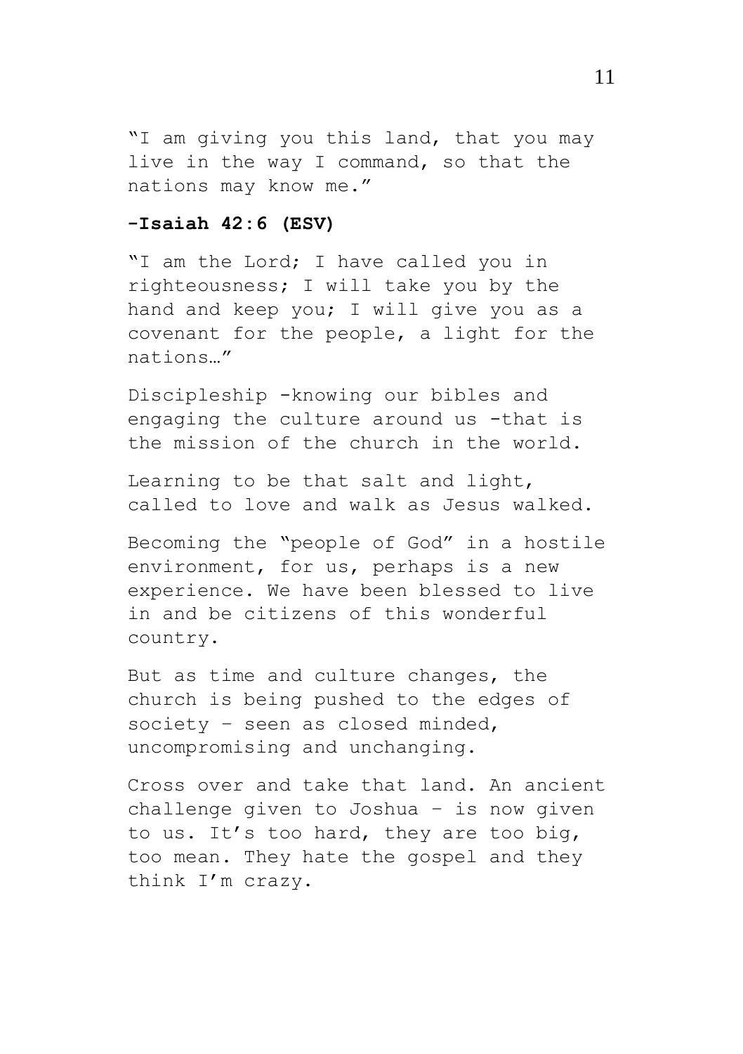"I am giving you this land, that you may live in the way I command, so that the nations may know me."

**-Isaiah 42:6 (ESV)**

"I am the Lord; I have called you in righteousness; I will take you by the hand and keep you; I will give you as a covenant for the people, a light for the nations…"

Discipleship -knowing our bibles and engaging the culture around us -that is the mission of the church in the world.

Learning to be that salt and light, called to love and walk as Jesus walked.

Becoming the "people of God" in a hostile environment, for us, perhaps is a new experience. We have been blessed to live in and be citizens of this wonderful country.

But as time and culture changes, the church is being pushed to the edges of society – seen as closed minded, uncompromising and unchanging.

Cross over and take that land. An ancient challenge given to Joshua – is now given to us. It's too hard, they are too big, too mean. They hate the gospel and they think I'm crazy.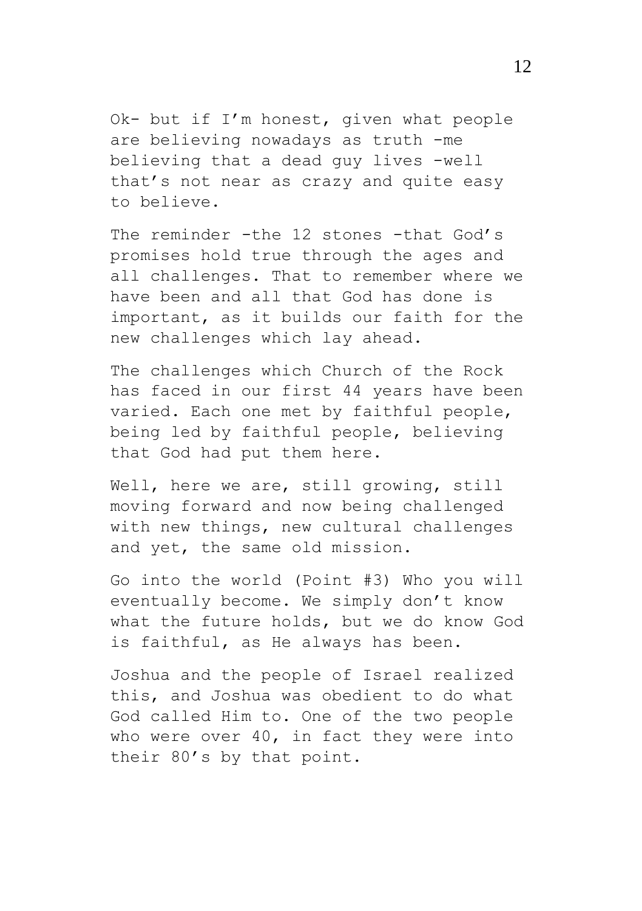Ok- but if I'm honest, given what people are believing nowadays as truth -me believing that a dead guy lives -well that's not near as crazy and quite easy to believe.

The reminder -the 12 stones -that God's promises hold true through the ages and all challenges. That to remember where we have been and all that God has done is important, as it builds our faith for the new challenges which lay ahead.

The challenges which Church of the Rock has faced in our first 44 years have been varied. Each one met by faithful people, being led by faithful people, believing that God had put them here.

Well, here we are, still growing, still moving forward and now being challenged with new things, new cultural challenges and yet, the same old mission.

Go into the world (Point #3) Who you will eventually become. We simply don't know what the future holds, but we do know God is faithful, as He always has been.

Joshua and the people of Israel realized this, and Joshua was obedient to do what God called Him to. One of the two people who were over 40, in fact they were into their 80's by that point.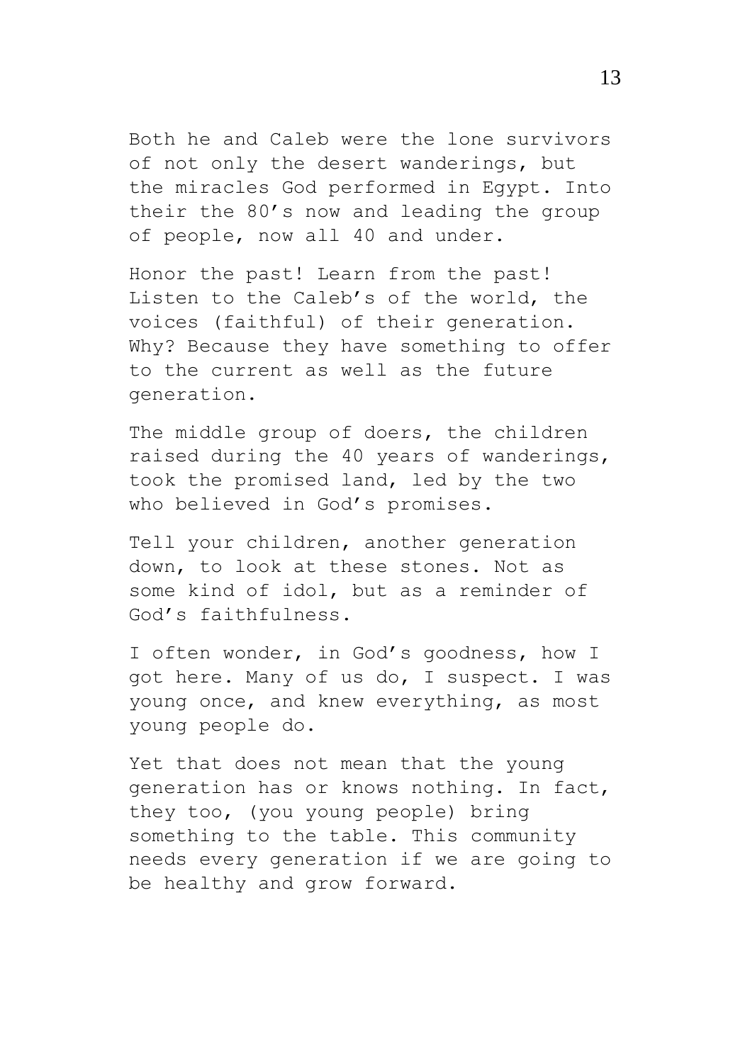Both he and Caleb were the lone survivors of not only the desert wanderings, but the miracles God performed in Egypt. Into their the 80’s now and leading the group of people, now all 40 and under.

Honor the past! Learn from the past! Listen to the Caleb’s of the world, the voices (faithful) of their generation. Why? Because they have something to offer to the current as well as the future generation.

The middle group of doers, the children raised during the 40 years of wanderings, took the promised land, led by the two who believed in God’s promises.

Tell your children, another generation down, to look at these stones. Not as some kind of idol, but as a reminder of God’s faithfulness.

I often wonder, in God’s goodness, how I got here. Many of us do, I suspect. I was young once, and knew everything, as most young people do.

Yet that does not mean that the young generation has or knows nothing. In fact, they too, (you young people) bring something to the table. This community needs every generation if we are going to be healthy and grow forward.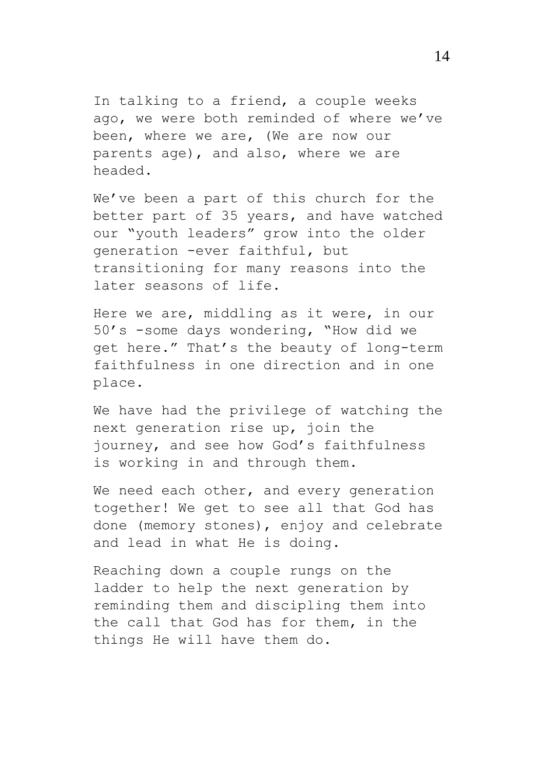In talking to a friend, a couple weeks ago, we were both reminded of where we've been, where we are, (We are now our parents age), and also, where we are headed.

We've been a part of this church for the better part of 35 years, and have watched our "youth leaders" grow into the older generation -ever faithful, but transitioning for many reasons into the later seasons of life.

Here we are, middling as it were, in our 50's -some days wondering, "How did we get here." That's the beauty of long-term faithfulness in one direction and in one place.

We have had the privilege of watching the next generation rise up, join the journey, and see how God's faithfulness is working in and through them.

We need each other, and every generation together! We get to see all that God has done (memory stones), enjoy and celebrate and lead in what He is doing.

Reaching down a couple rungs on the ladder to help the next generation by reminding them and discipling them into the call that God has for them, in the things He will have them do.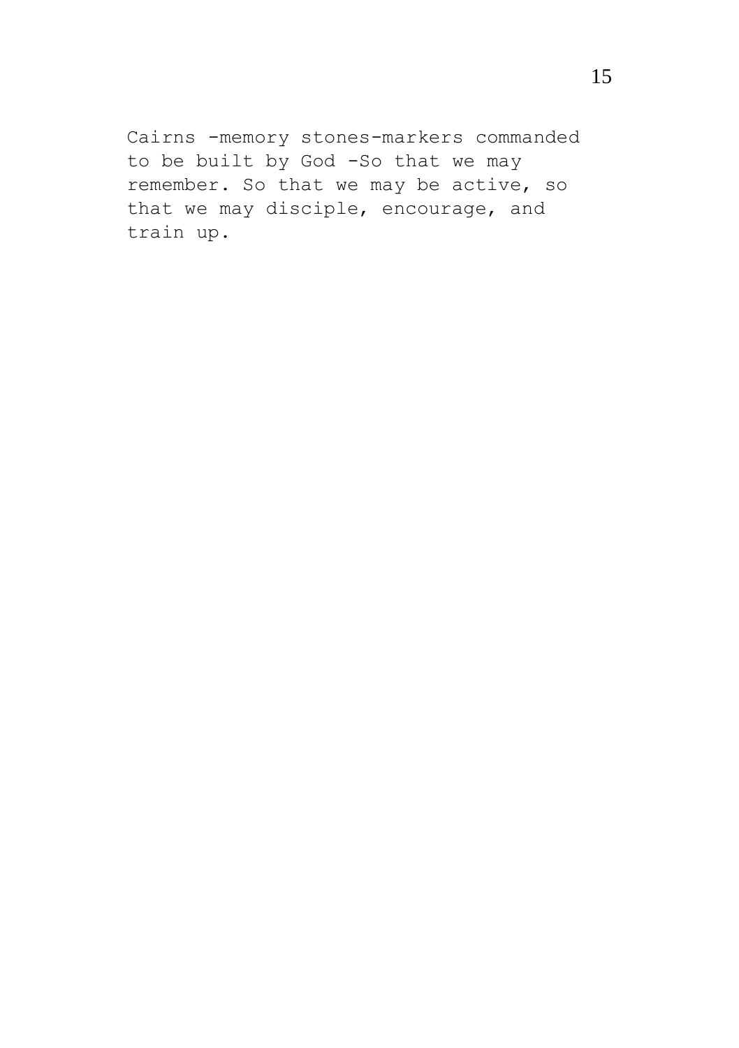Cairns -memory stones-markers commanded to be built by God -So that we may remember. So that we may be active, so that we may disciple, encourage, and train up.